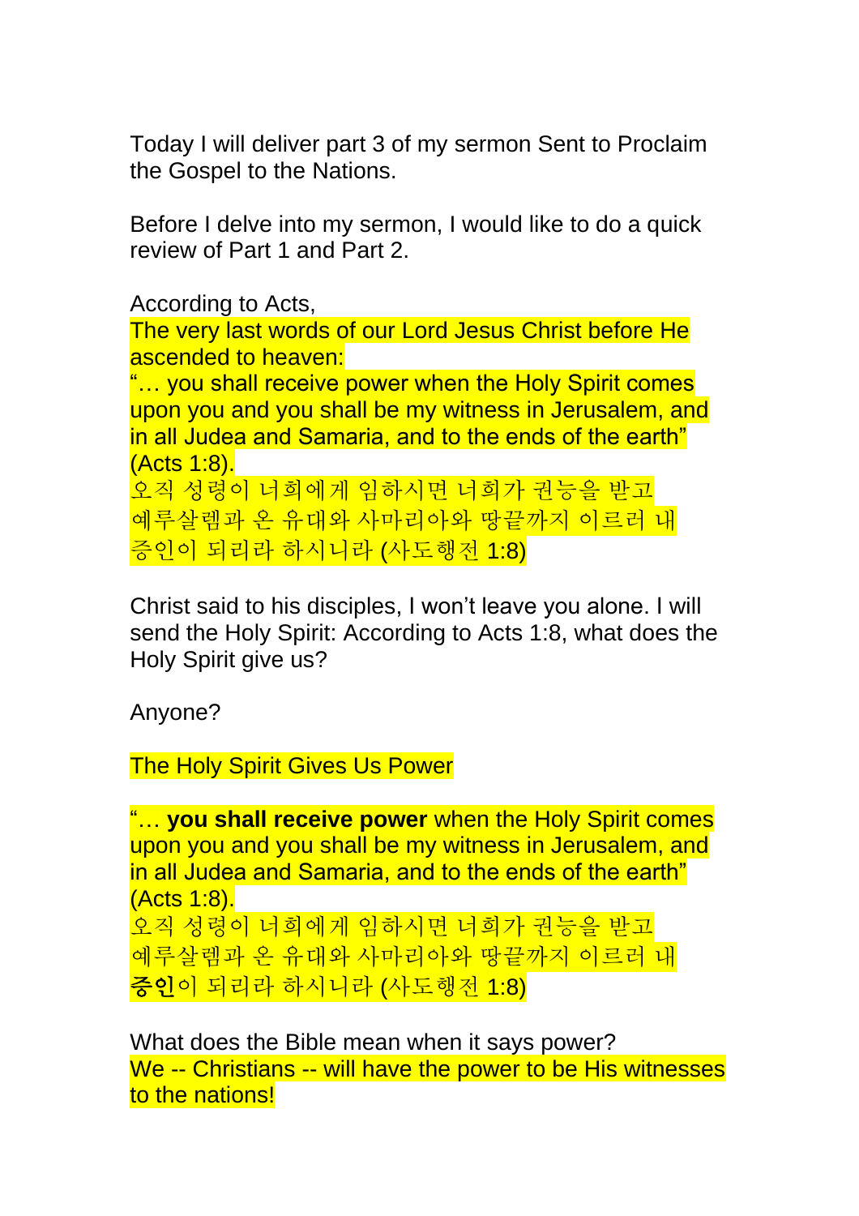Today I will deliver part 3 of my sermon Sent to Proclaim the Gospel to the Nations.

Before I delve into my sermon, I would like to do a quick review of Part 1 and Part 2.

According to Acts,
The very last words of our Lord Jesus Christ before He ascended to heaven:
"… you shall receive power when the Holy Spirit comes upon you and you shall be my witness in Jerusalem, and in all Judea and Samaria, and to the ends of the earth" (Acts 1:8).
오직 성령이 너희에게 임하시면 너희가 권능을 받고 예루살렘과 온 유대와 사마리아와 땅끝까지 이르러 내 증인이 되리라 하시니라 (사도행전 1:8)

Christ said to his disciples, I won't leave you alone. I will send the Holy Spirit: According to Acts 1:8, what does the Holy Spirit give us?

Anyone?

The Holy Spirit Gives Us Power

"… **you shall receive power** when the Holy Spirit comes upon you and you shall be my witness in Jerusalem, and in all Judea and Samaria, and to the ends of the earth" (Acts 1:8).
오직 성령이 너희에게 임하시면 너희가 권능을 받고 예루살렘과 온 유대와 사마리아와 땅끝까지 이르러 내 **증인**이 되리라 하시니라 (사도행전 1:8)

What does the Bible mean when it says power?
We -- Christians -- will have the power to be His witnesses to the nations!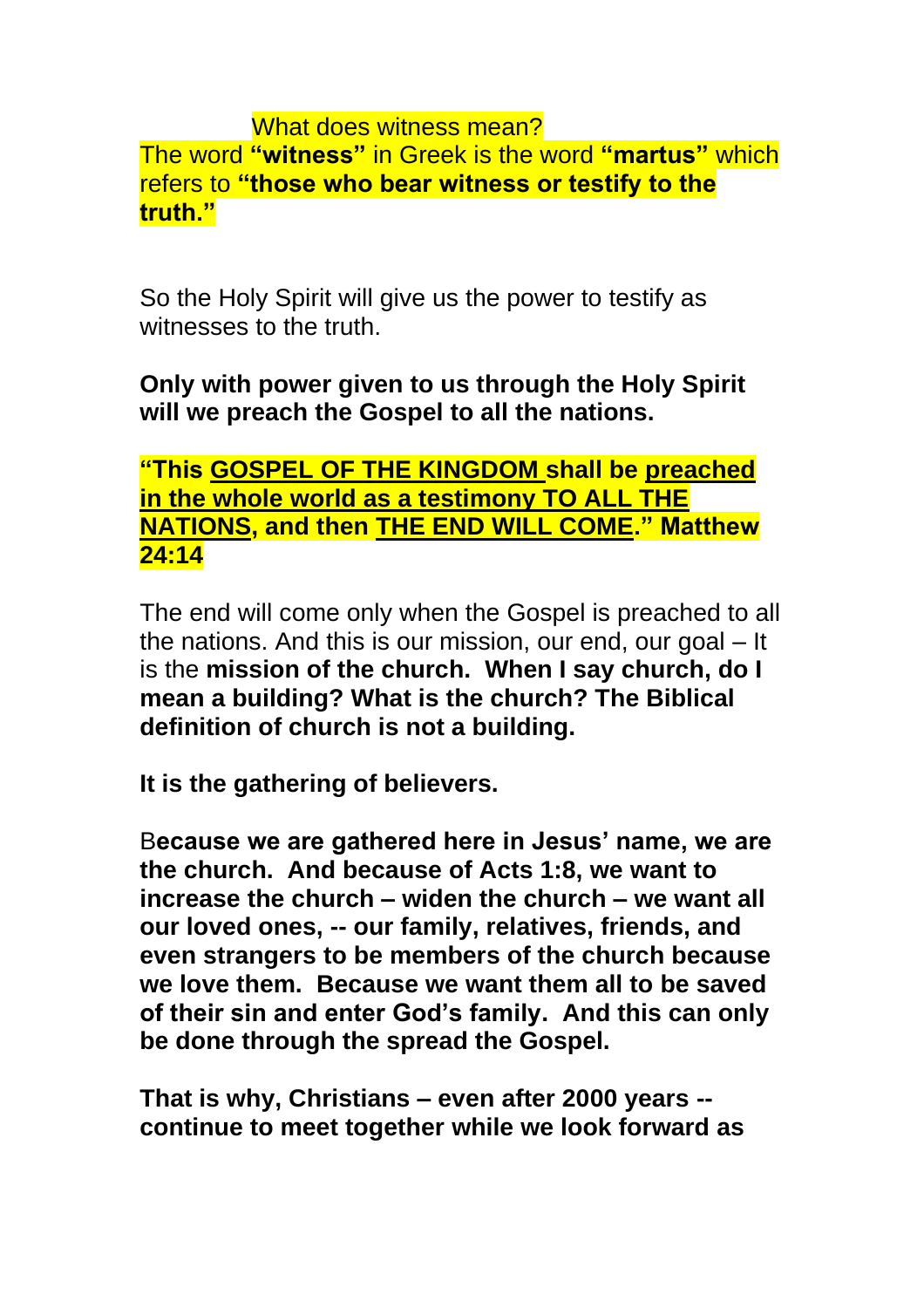What does witness mean?

The word **"witness"** in Greek is the word **"martus"** which refers to **"those who bear witness or testify to the truth."**

So the Holy Spirit will give us the power to testify as witnesses to the truth.

**Only with power given to us through the Holy Spirit will we preach the Gospel to all the nations.**

**"This <u>GOSPEL OF THE KINGDOM</u> shall be <u>preached in the whole world as a testimony TO ALL THE NATIONS</u>, and then <u>THE END WILL COME</u>." Matthew 24:14**

The end will come only when the Gospel is preached to all the nations. And this is our mission, our end, our goal – It is the **mission of the church. When I say church, do I mean a building? What is the church? The Biblical definition of church is not a building.**

**It is the gathering of believers.**

B**ecause we are gathered here in Jesus' name, we are the church. And because of Acts 1:8, we want to increase the church – widen the church – we want all our loved ones, -- our family, relatives, friends, and even strangers to be members of the church because we love them. Because we want them all to be saved of their sin and enter God's family. And this can only be done through the spread the Gospel.**

**That is why, Christians – even after 2000 years -- continue to meet together while we look forward as**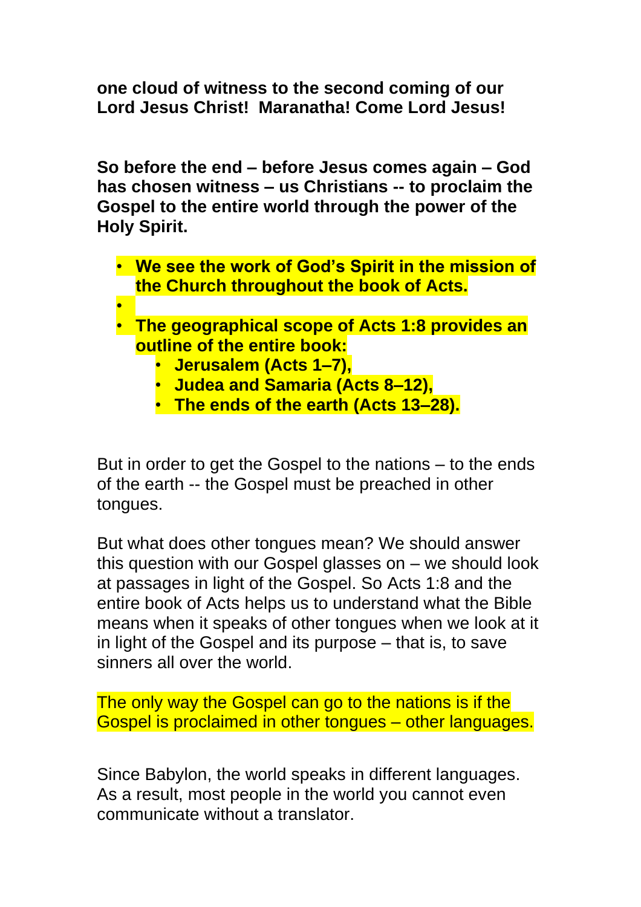**one cloud of witness to the second coming of our Lord Jesus Christ! Maranatha! Come Lord Jesus!**

**So before the end – before Jesus comes again – God has chosen witness – us Christians -- to proclaim the Gospel to the entire world through the power of the Holy Spirit.**

- **We see the work of God's Spirit in the mission of the Church throughout the book of Acts.**
- 
- **The geographical scope of Acts 1:8 provides an outline of the entire book:**
    - **Jerusalem (Acts 1–7),**
    - **Judea and Samaria (Acts 8–12),**
    - **The ends of the earth (Acts 13–28).**

But in order to get the Gospel to the nations – to the ends of the earth -- the Gospel must be preached in other tongues.

But what does other tongues mean? We should answer this question with our Gospel glasses on – we should look at passages in light of the Gospel. So Acts 1:8 and the entire book of Acts helps us to understand what the Bible means when it speaks of other tongues when we look at it in light of the Gospel and its purpose – that is, to save sinners all over the world.

The only way the Gospel can go to the nations is if the Gospel is proclaimed in other tongues – other languages.

Since Babylon, the world speaks in different languages. As a result, most people in the world you cannot even communicate without a translator.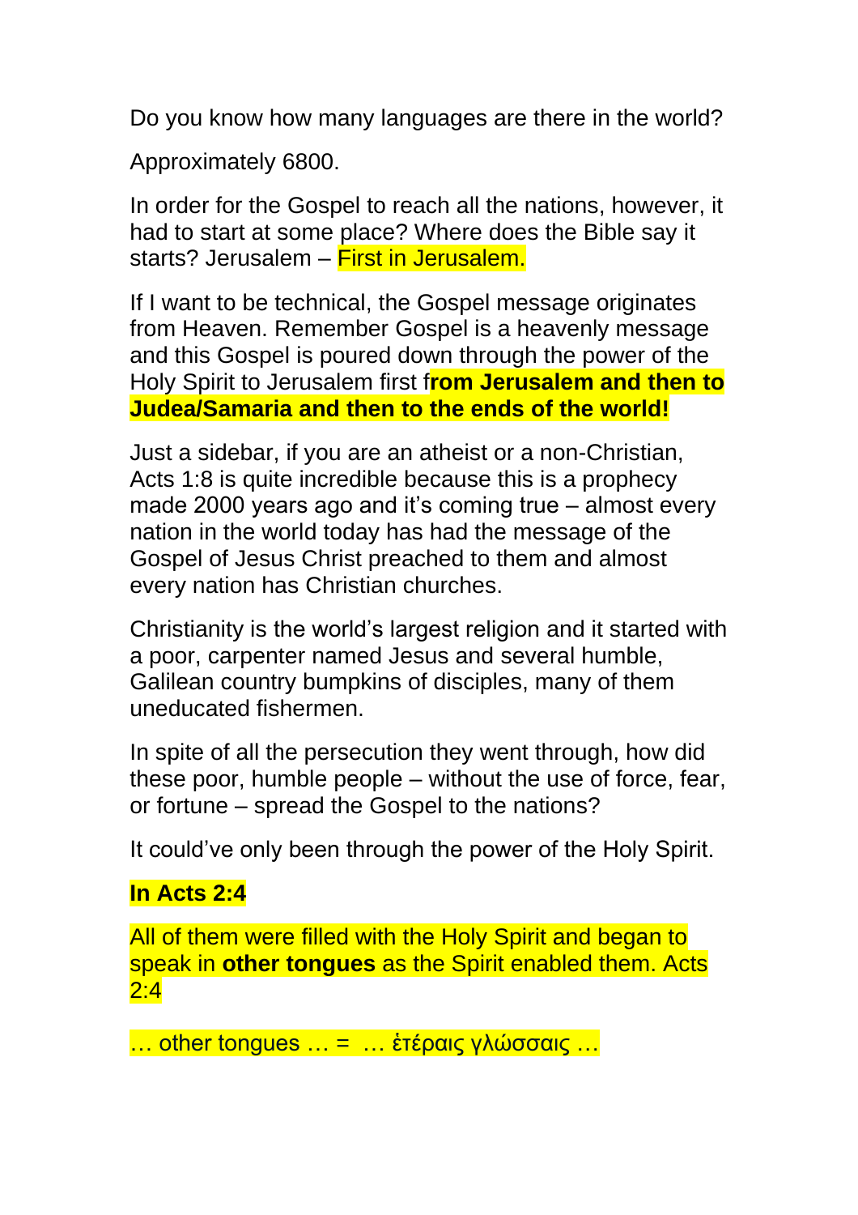Do you know how many languages are there in the world?

Approximately 6800.

In order for the Gospel to reach all the nations, however, it had to start at some place? Where does the Bible say it starts? Jerusalem – First in Jerusalem.

If I want to be technical, the Gospel message originates from Heaven. Remember Gospel is a heavenly message and this Gospel is poured down through the power of the Holy Spirit to Jerusalem first f**rom Jerusalem and then to Judea/Samaria and then to the ends of the world!**

Just a sidebar, if you are an atheist or a non-Christian, Acts 1:8 is quite incredible because this is a prophecy made 2000 years ago and it's coming true – almost every nation in the world today has had the message of the Gospel of Jesus Christ preached to them and almost every nation has Christian churches.

Christianity is the world's largest religion and it started with a poor, carpenter named Jesus and several humble, Galilean country bumpkins of disciples, many of them uneducated fishermen.

In spite of all the persecution they went through, how did these poor, humble people – without the use of force, fear, or fortune – spread the Gospel to the nations?

It could've only been through the power of the Holy Spirit.

**In Acts 2:4**

All of them were filled with the Holy Spirit and began to speak in **other tongues** as the Spirit enabled them. Acts 2:4

… other tongues … = … ἑτέραις γλώσσαις …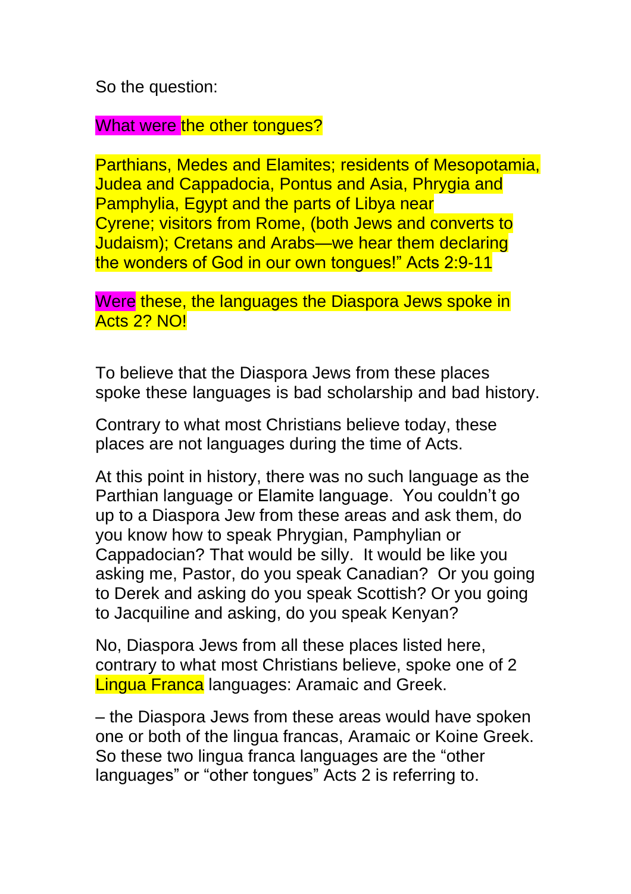So the question:

What were the other tongues?

Parthians, Medes and Elamites; residents of Mesopotamia, Judea and Cappadocia, Pontus and Asia, Phrygia and Pamphylia, Egypt and the parts of Libya near Cyrene; visitors from Rome, (both Jews and converts to Judaism); Cretans and Arabs—we hear them declaring the wonders of God in our own tongues!" Acts 2:9-11

Were these, the languages the Diaspora Jews spoke in Acts 2? NO!

To believe that the Diaspora Jews from these places spoke these languages is bad scholarship and bad history.

Contrary to what most Christians believe today, these places are not languages during the time of Acts.

At this point in history, there was no such language as the Parthian language or Elamite language. You couldn't go up to a Diaspora Jew from these areas and ask them, do you know how to speak Phrygian, Pamphylian or Cappadocian? That would be silly. It would be like you asking me, Pastor, do you speak Canadian? Or you going to Derek and asking do you speak Scottish? Or you going to Jacquiline and asking, do you speak Kenyan?

No, Diaspora Jews from all these places listed here, contrary to what most Christians believe, spoke one of 2 Lingua Franca languages: Aramaic and Greek.

– the Diaspora Jews from these areas would have spoken one or both of the lingua francas, Aramaic or Koine Greek. So these two lingua franca languages are the "other languages" or "other tongues" Acts 2 is referring to.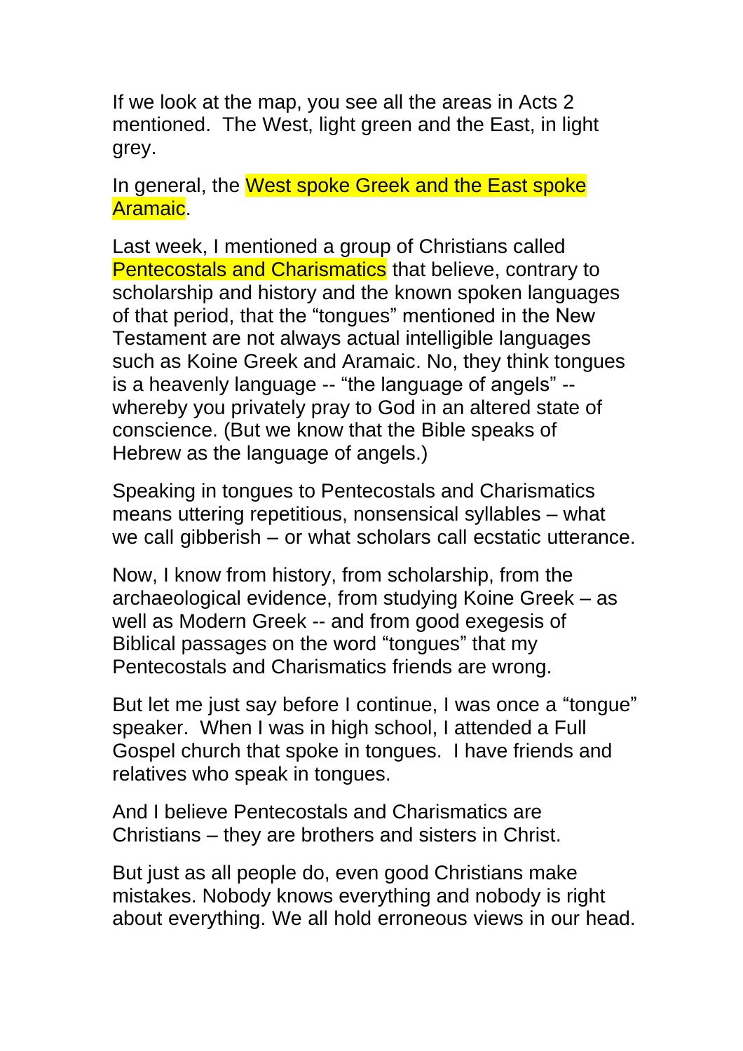If we look at the map, you see all the areas in Acts 2 mentioned. The West, light green and the East, in light grey.

In general, the West spoke Greek and the East spoke Aramaic.

Last week, I mentioned a group of Christians called Pentecostals and Charismatics that believe, contrary to scholarship and history and the known spoken languages of that period, that the "tongues" mentioned in the New Testament are not always actual intelligible languages such as Koine Greek and Aramaic. No, they think tongues is a heavenly language -- "the language of angels" -- whereby you privately pray to God in an altered state of conscience. (But we know that the Bible speaks of Hebrew as the language of angels.)

Speaking in tongues to Pentecostals and Charismatics means uttering repetitious, nonsensical syllables – what we call gibberish – or what scholars call ecstatic utterance.

Now, I know from history, from scholarship, from the archaeological evidence, from studying Koine Greek – as well as Modern Greek -- and from good exegesis of Biblical passages on the word "tongues" that my Pentecostals and Charismatics friends are wrong.

But let me just say before I continue, I was once a "tongue" speaker. When I was in high school, I attended a Full Gospel church that spoke in tongues. I have friends and relatives who speak in tongues.

And I believe Pentecostals and Charismatics are Christians – they are brothers and sisters in Christ.

But just as all people do, even good Christians make mistakes. Nobody knows everything and nobody is right about everything. We all hold erroneous views in our head.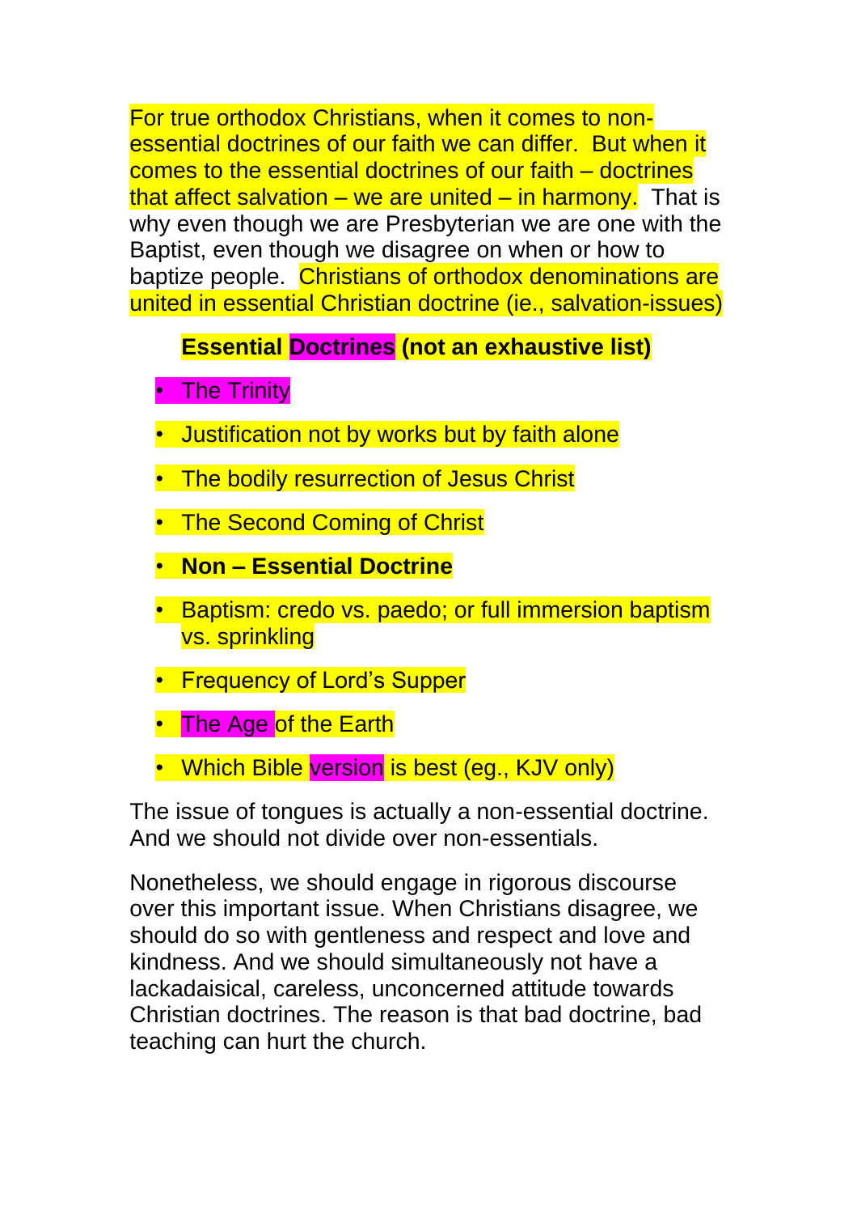For true orthodox Christians, when it comes to non-essential doctrines of our faith we can differ.  But when it comes to the essential doctrines of our faith – doctrines that affect salvation – we are united – in harmony.  That is why even though we are Presbyterian we are one with the Baptist, even though we disagree on when or how to baptize people.  Christians of orthodox denominations are united in essential Christian doctrine (ie., salvation-issues)

**Essential Doctrines (not an exhaustive list)**

- The Trinity
- Justification not by works but by faith alone
- The bodily resurrection of Jesus Christ
- The Second Coming of Christ
- **Non – Essential Doctrine**
- Baptism: credo vs. paedo; or full immersion baptism vs. sprinkling
- Frequency of Lord's Supper
- The Age of the Earth
- Which Bible version is best (eg., KJV only)

The issue of tongues is actually a non-essential doctrine. And we should not divide over non-essentials.

Nonetheless, we should engage in rigorous discourse over this important issue. When Christians disagree, we should do so with gentleness and respect and love and kindness. And we should simultaneously not have a lackadaisical, careless, unconcerned attitude towards Christian doctrines. The reason is that bad doctrine, bad teaching can hurt the church.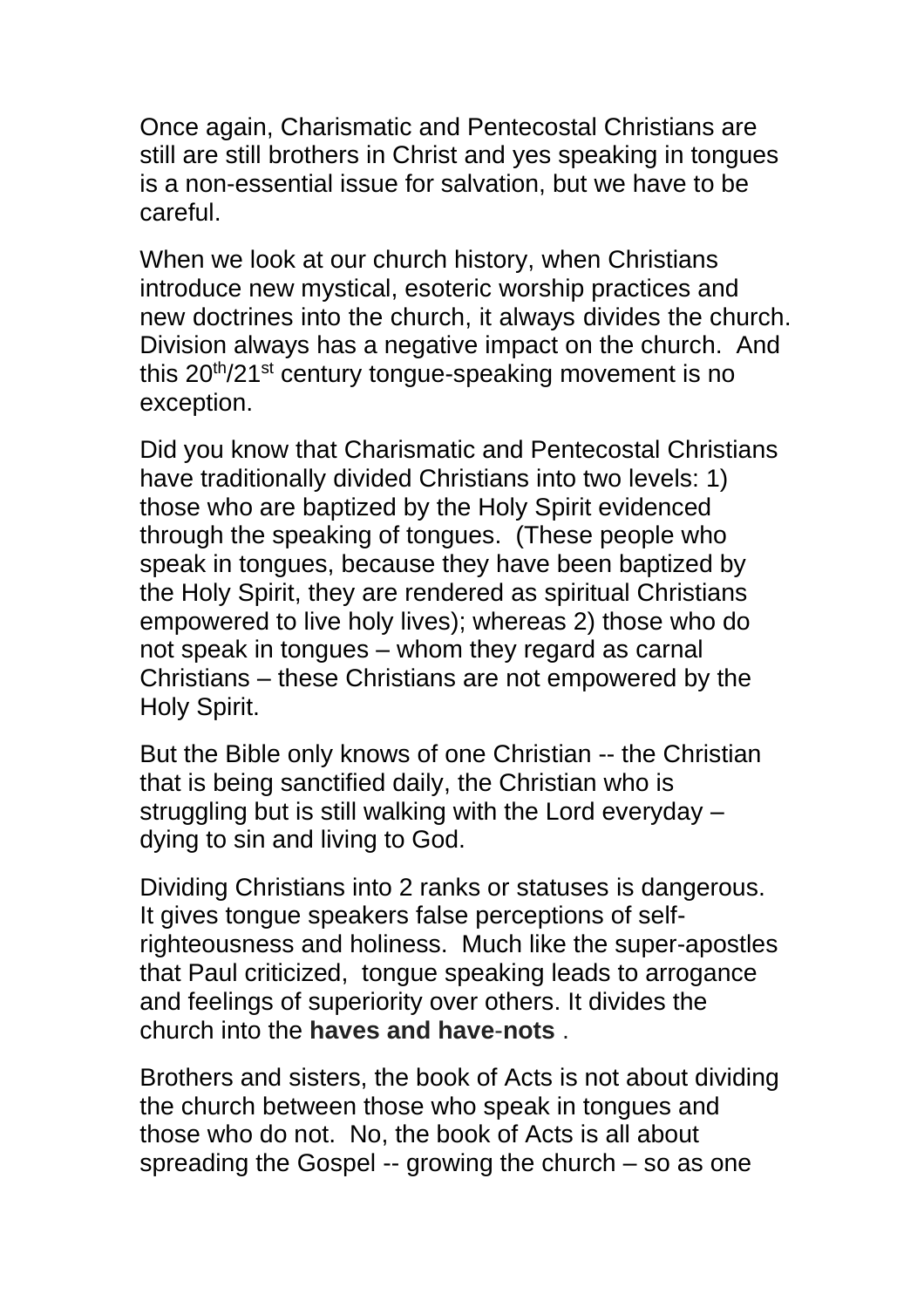Once again, Charismatic and Pentecostal Christians are still are still brothers in Christ and yes speaking in tongues is a non-essential issue for salvation, but we have to be careful.

When we look at our church history, when Christians introduce new mystical, esoteric worship practices and new doctrines into the church, it always divides the church. Division always has a negative impact on the church. And this 20th/21st century tongue-speaking movement is no exception.

Did you know that Charismatic and Pentecostal Christians have traditionally divided Christians into two levels: 1) those who are baptized by the Holy Spirit evidenced through the speaking of tongues. (These people who speak in tongues, because they have been baptized by the Holy Spirit, they are rendered as spiritual Christians empowered to live holy lives); whereas 2) those who do not speak in tongues – whom they regard as carnal Christians – these Christians are not empowered by the Holy Spirit.

But the Bible only knows of one Christian -- the Christian that is being sanctified daily, the Christian who is struggling but is still walking with the Lord everyday – dying to sin and living to God.

Dividing Christians into 2 ranks or statuses is dangerous. It gives tongue speakers false perceptions of self-righteousness and holiness. Much like the super-apostles that Paul criticized, tongue speaking leads to arrogance and feelings of superiority over others. It divides the church into the **haves and have-nots** .

Brothers and sisters, the book of Acts is not about dividing the church between those who speak in tongues and those who do not. No, the book of Acts is all about spreading the Gospel -- growing the church – so as one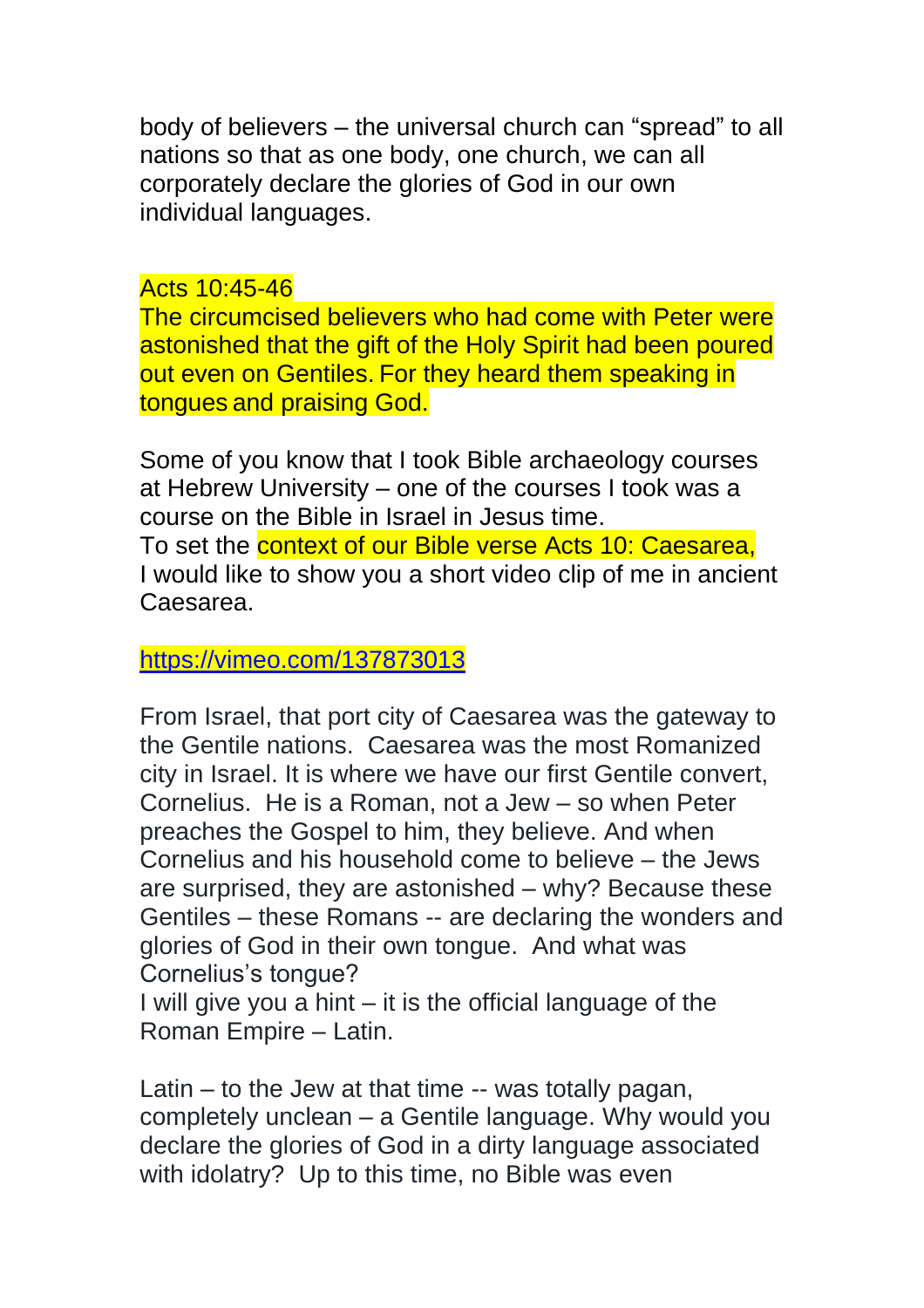body of believers – the universal church can "spread" to all nations so that as one body, one church, we can all corporately declare the glories of God in our own individual languages.

Acts 10:45-46
The circumcised believers who had come with Peter were astonished that the gift of the Holy Spirit had been poured out even on Gentiles. For they heard them speaking in tongues and praising God.

Some of you know that I took Bible archaeology courses at Hebrew University – one of the courses I took was a course on the Bible in Israel in Jesus time.
To set the context of our Bible verse Acts 10: Caesarea, I would like to show you a short video clip of me in ancient Caesarea.

https://vimeo.com/137873013

From Israel, that port city of Caesarea was the gateway to the Gentile nations. Caesarea was the most Romanized city in Israel. It is where we have our first Gentile convert, Cornelius. He is a Roman, not a Jew – so when Peter preaches the Gospel to him, they believe. And when Cornelius and his household come to believe – the Jews are surprised, they are astonished – why? Because these Gentiles – these Romans -- are declaring the wonders and glories of God in their own tongue. And what was Cornelius's tongue?
I will give you a hint – it is the official language of the Roman Empire – Latin.

Latin – to the Jew at that time -- was totally pagan, completely unclean – a Gentile language. Why would you declare the glories of God in a dirty language associated with idolatry? Up to this time, no Bible was even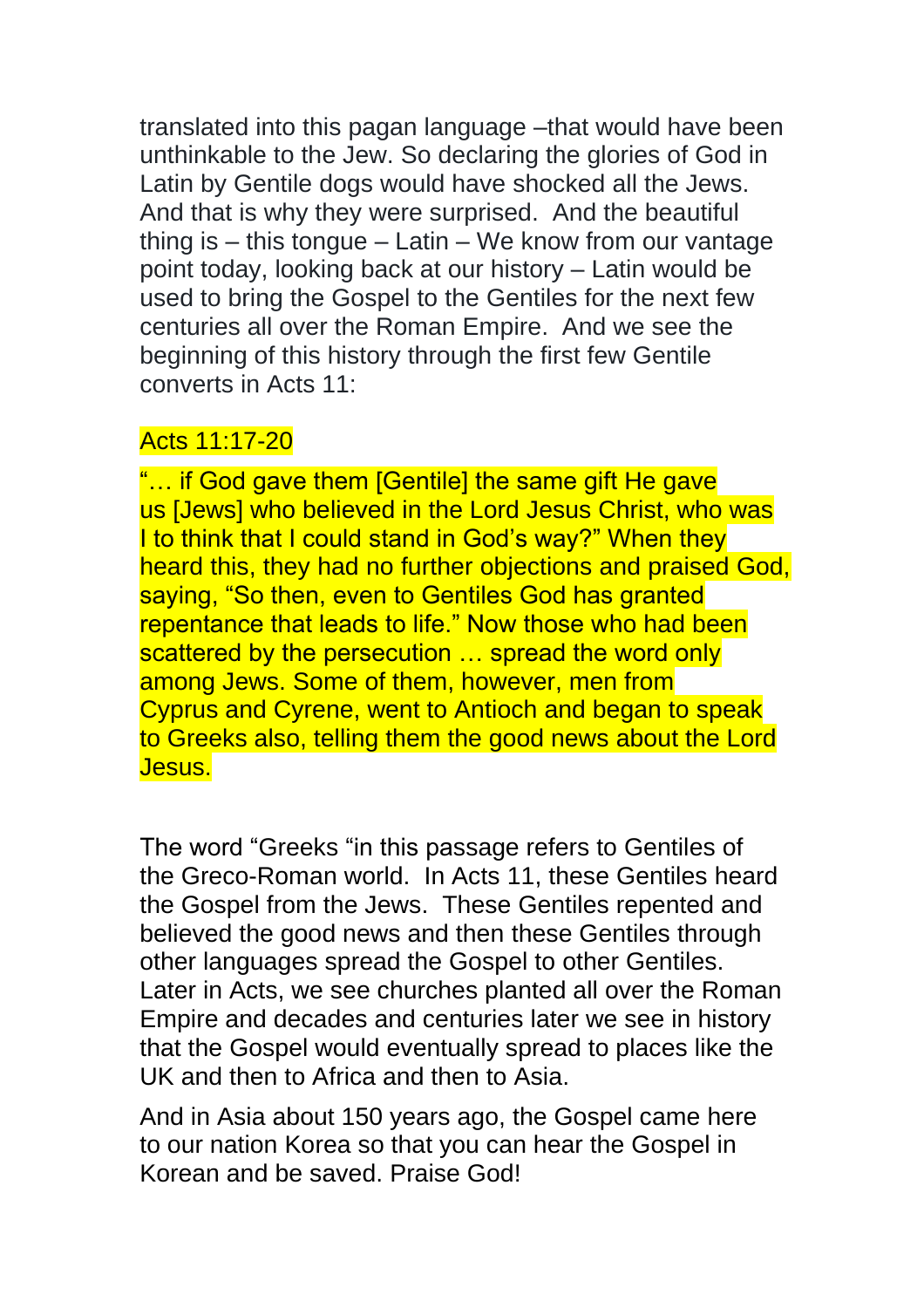translated into this pagan language –that would have been unthinkable to the Jew. So declaring the glories of God in Latin by Gentile dogs would have shocked all the Jews. And that is why they were surprised.  And the beautiful thing is – this tongue – Latin – We know from our vantage point today, looking back at our history – Latin would be used to bring the Gospel to the Gentiles for the next few centuries all over the Roman Empire.  And we see the beginning of this history through the first few Gentile converts in Acts 11:

Acts 11:17-20

"… if God gave them [Gentile] the same gift He gave us [Jews] who believed in the Lord Jesus Christ, who was I to think that I could stand in God's way?" When they heard this, they had no further objections and praised God, saying, "So then, even to Gentiles God has granted repentance that leads to life." Now those who had been scattered by the persecution … spread the word only among Jews. Some of them, however, men from Cyprus and Cyrene, went to Antioch and began to speak to Greeks also, telling them the good news about the Lord Jesus.

The word "Greeks "in this passage refers to Gentiles of the Greco-Roman world.  In Acts 11, these Gentiles heard the Gospel from the Jews.  These Gentiles repented and believed the good news and then these Gentiles through other languages spread the Gospel to other Gentiles.  Later in Acts, we see churches planted all over the Roman Empire and decades and centuries later we see in history that the Gospel would eventually spread to places like the UK and then to Africa and then to Asia.

And in Asia about 150 years ago, the Gospel came here to our nation Korea so that you can hear the Gospel in Korean and be saved. Praise God!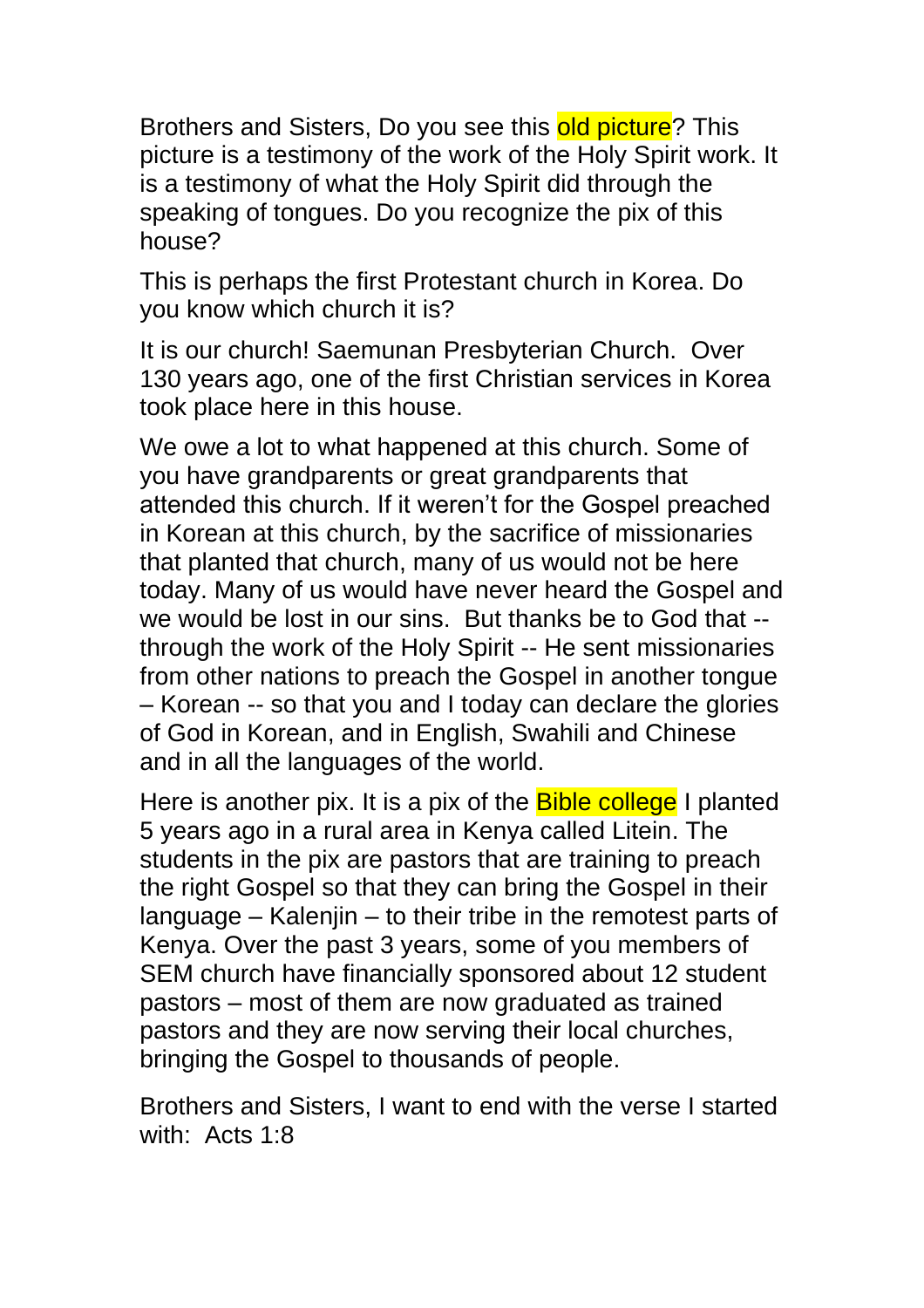Brothers and Sisters, Do you see this old picture? This picture is a testimony of the work of the Holy Spirit work. It is a testimony of what the Holy Spirit did through the speaking of tongues. Do you recognize the pix of this house?

This is perhaps the first Protestant church in Korea. Do you know which church it is?

It is our church! Saemunan Presbyterian Church. Over 130 years ago, one of the first Christian services in Korea took place here in this house.

We owe a lot to what happened at this church. Some of you have grandparents or great grandparents that attended this church. If it weren't for the Gospel preached in Korean at this church, by the sacrifice of missionaries that planted that church, many of us would not be here today. Many of us would have never heard the Gospel and we would be lost in our sins. But thanks be to God that -- through the work of the Holy Spirit -- He sent missionaries from other nations to preach the Gospel in another tongue – Korean -- so that you and I today can declare the glories of God in Korean, and in English, Swahili and Chinese and in all the languages of the world.

Here is another pix. It is a pix of the Bible college I planted 5 years ago in a rural area in Kenya called Litein. The students in the pix are pastors that are training to preach the right Gospel so that they can bring the Gospel in their language – Kalenjin – to their tribe in the remotest parts of Kenya. Over the past 3 years, some of you members of SEM church have financially sponsored about 12 student pastors – most of them are now graduated as trained pastors and they are now serving their local churches, bringing the Gospel to thousands of people.

Brothers and Sisters, I want to end with the verse I started with: Acts 1:8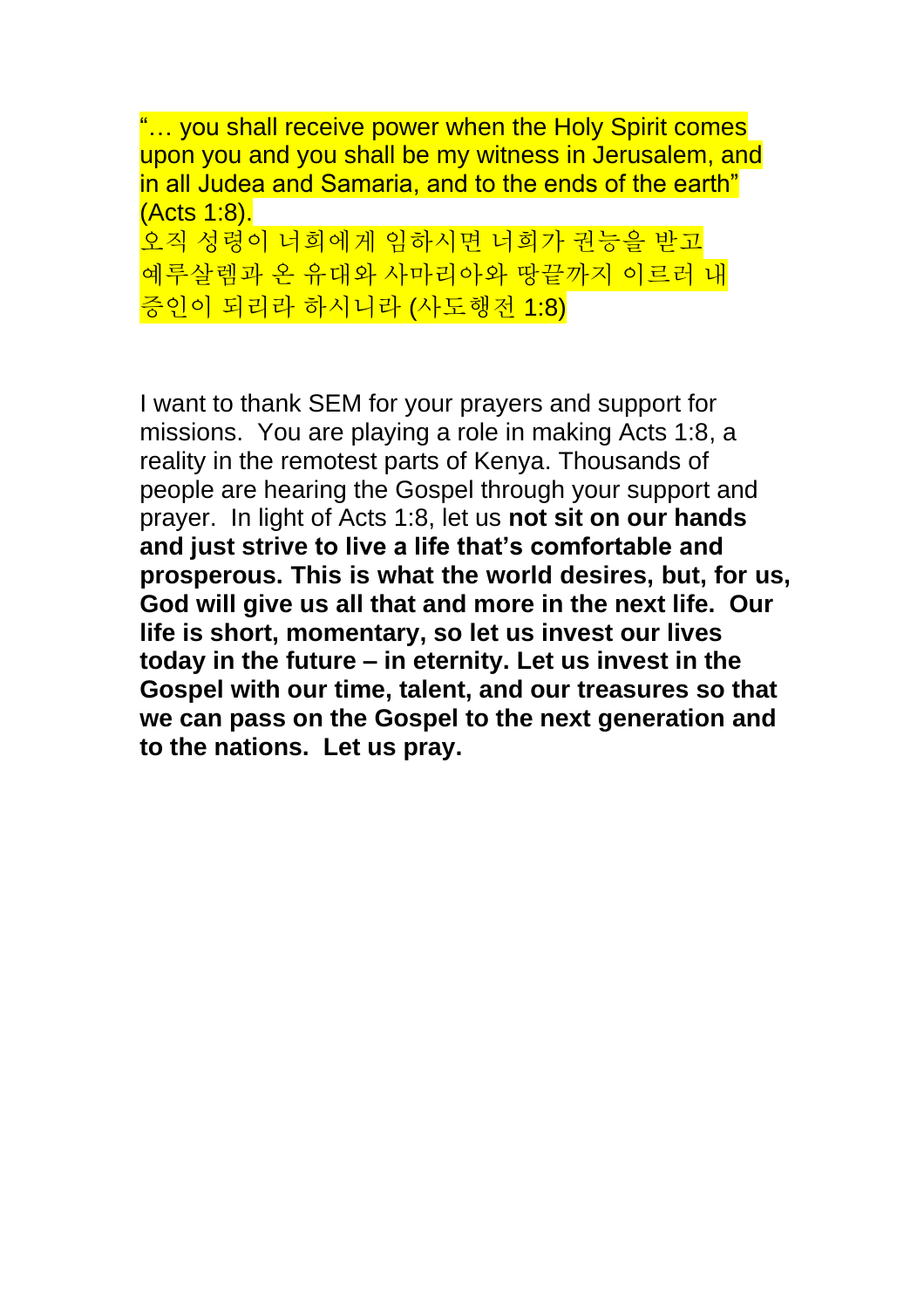"… you shall receive power when the Holy Spirit comes upon you and you shall be my witness in Jerusalem, and in all Judea and Samaria, and to the ends of the earth" (Acts 1:8).
오직 성령이 너희에게 임하시면 너희가 권능을 받고 예루살렘과 온 유대와 사마리아와 땅끝까지 이르러 내 증인이 되리라 하시니라 (사도행전 1:8)

I want to thank SEM for your prayers and support for missions. You are playing a role in making Acts 1:8, a reality in the remotest parts of Kenya. Thousands of people are hearing the Gospel through your support and prayer. In light of Acts 1:8, let us **not sit on our hands and just strive to live a life that's comfortable and prosperous. This is what the world desires, but, for us, God will give us all that and more in the next life. Our life is short, momentary, so let us invest our lives today in the future – in eternity. Let us invest in the Gospel with our time, talent, and our treasures so that we can pass on the Gospel to the next generation and to the nations. Let us pray.**